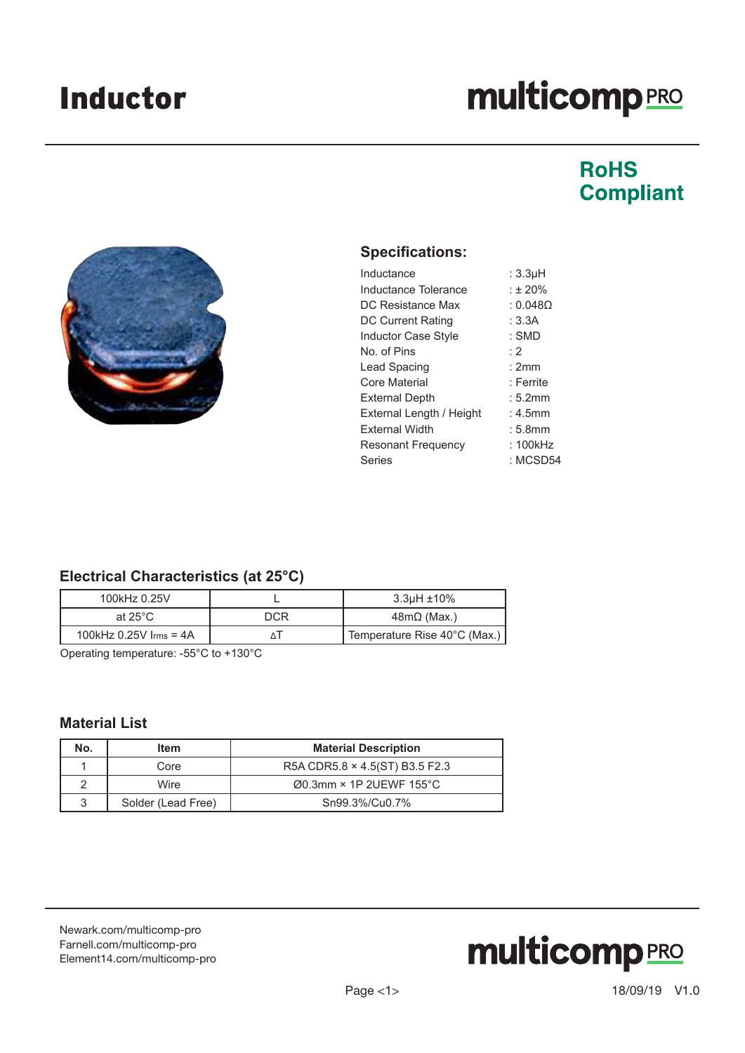# Inductor

multicomp PRO

**RoHS Compliant**

## Specifications:

| | |
|---|---|
| Inductance | : 3.3µH |
| Inductance Tolerance | : ± 20% |
| DC Resistance Max | : 0.048Ω |
| DC Current Rating | : 3.3A |
| Inductor Case Style | : SMD |
| No. of Pins | : 2 |
| Lead Spacing | : 2mm |
| Core Material | : Ferrite |
| External Depth | : 5.2mm |
| External Length / Height | : 4.5mm |
| External Width | : 5.8mm |
| Resonant Frequency | : 100kHz |
| Series | : MCSD54 |

## Electrical Characteristics (at 25°C)

| | | |
|---|---|---|
| 100kHz 0.25V | L | 3.3µH ±10% |
| at 25°C | DCR | 48mΩ (Max.) |
| 100kHz 0.25V $I_{rms}$ = 4A | ΔT | Temperature Rise 40°C (Max.) |

Operating temperature: -55°C to +130°C

## Material List

| No. | Item | Material Description |
|---|---|---|
| 1 | Core | R5A CDR5.8 × 4.5(ST) B3.5 F2.3 |
| 2 | Wire | Ø0.3mm × 1P 2UEWF 155°C |
| 3 | Solder (Lead Free) | Sn99.3%/Cu0.7% |

Newark.com/multicomp-pro
Farnell.com/multicomp-pro
Element14.com/multicomp-pro

18/09/19 V1.0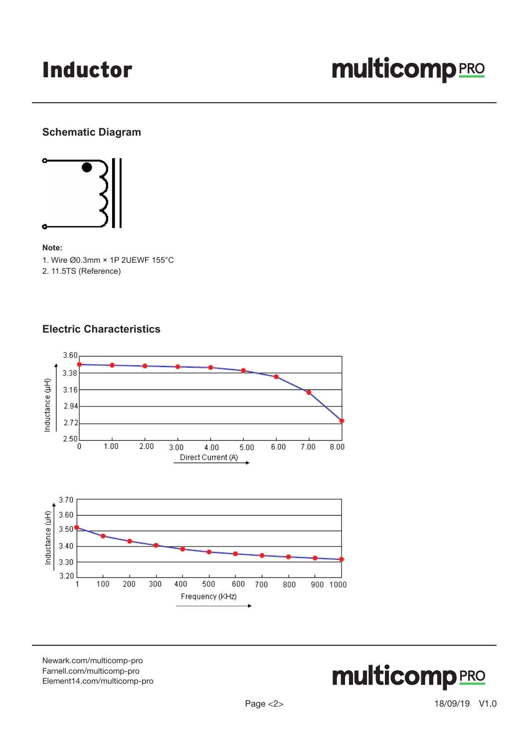# Inductor

## Schematic Diagram

**Note:**

1. Wire Ø0.3mm × 1P 2UEWF 155°C
2. 11.5TS (Reference)

## Electric Characteristics

Inductance (µH)

3.60
3.38
3.16
2.94
2.72
2.50

0 1.00 2.00 3.00 4.00 5.00 6.00 7.00 8.00

Direct Current (A)

Inductance (µH)

3.70
3.60
3.50
3.40
3.30
3.20

1 100 200 300 400 500 600 700 800 900 1000

Frequency (KHz)

Newark.com/multicomp-pro
Farnell.com/multicomp-pro
Element14.com/multicomp-pro

18/09/19 V1.0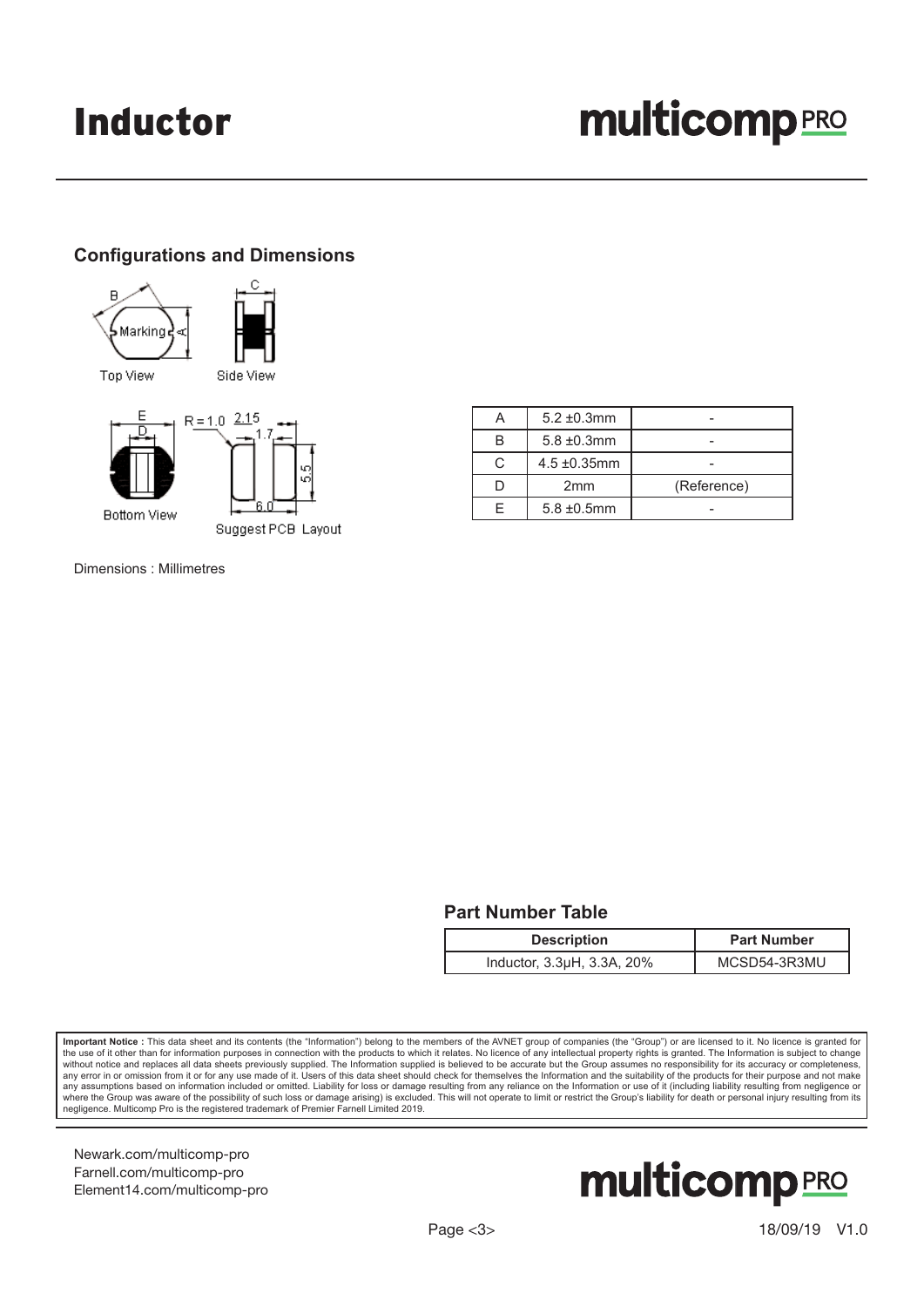## Configurations and Dimensions

B

Marking

A

Top View

C

Side View

E

D

Bottom View

R = 1.0

2.15

1.7

5.5

6.0

Suggest PCB Layout

Dimensions : Millimetres

| | | |
|---|---|---|
| A | 5.2 ±0.3mm | - |
| B | 5.8 ±0.3mm | - |
| C | 4.5 ±0.35mm | - |
| D | 2mm | (Reference) |
| E | 5.8 ±0.5mm | - |

## Part Number Table

| Description | Part Number |
|---|---|
| Inductor, 3.3µH, 3.3A, 20% | MCSD54-3R3MU |

**Important Notice :** This data sheet and its contents (the "Information") belong to the members of the AVNET group of companies (the "Group") or are licensed to it. No licence is granted for the use of it other than for information purposes in connection with the products to which it relates. No licence of any intellectual property rights is granted. The Information is subject to change without notice and replaces all data sheets previously supplied. The Information supplied is believed to be accurate but the Group assumes no responsibility for its accuracy or completeness, any error in or omission from it or for any use made of it. Users of this data sheet should check for themselves the Information and the suitability of the products for their purpose and not make any assumptions based on information included or omitted. Liability for loss or damage resulting from any reliance on the Information or use of it (including liability resulting from negligence or where the Group was aware of the possibility of such loss or damage arising) is excluded. This will not operate to limit or restrict the Group's liability for death or personal injury resulting from its negligence. Multicomp Pro is the registered trademark of Premier Farnell Limited 2019.

Newark.com/multicomp-pro
Farnell.com/multicomp-pro
Element14.com/multicomp-pro